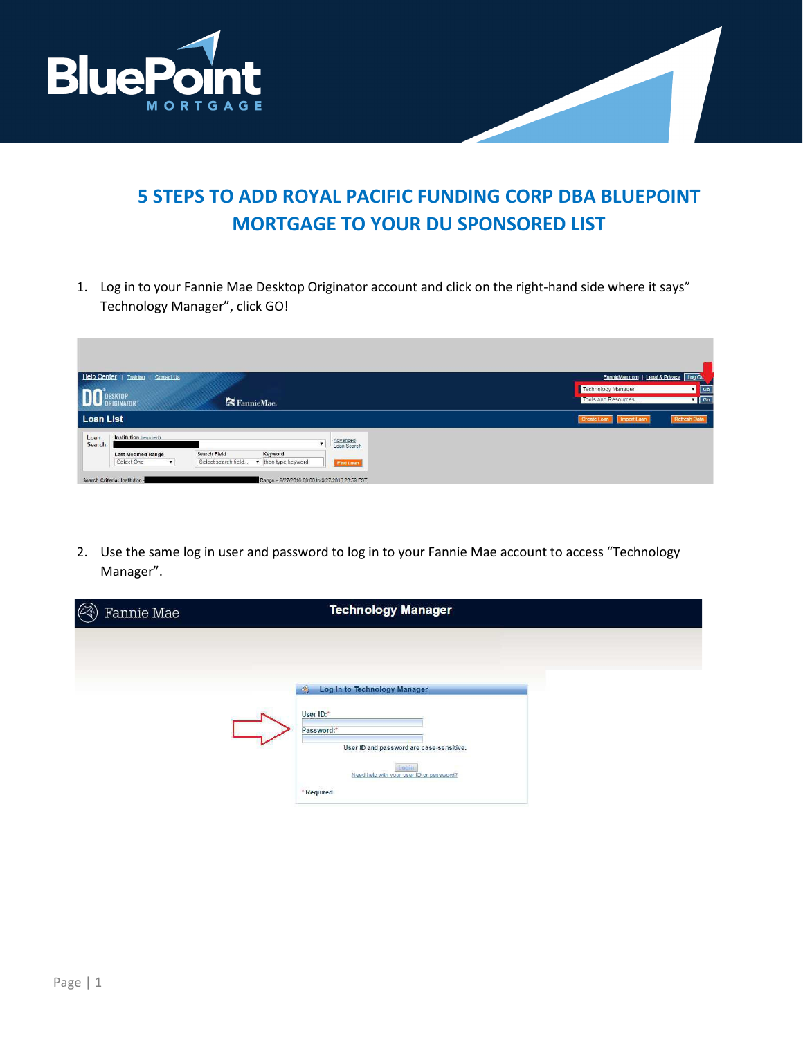# 5 STEPS TO ADD ROYAL PACIFIC FUNDING CORP DBA BLUEPOINT MORTGAGE TO YOUR DU SPONSORED LIST

1. Log in to your Fannie Mae Desktop Originator account and click on the right-hand side where it says" Technology Manager", click GO!

2. Use the same log in user and password to log in to your Fannie Mae account to access "Technology Manager".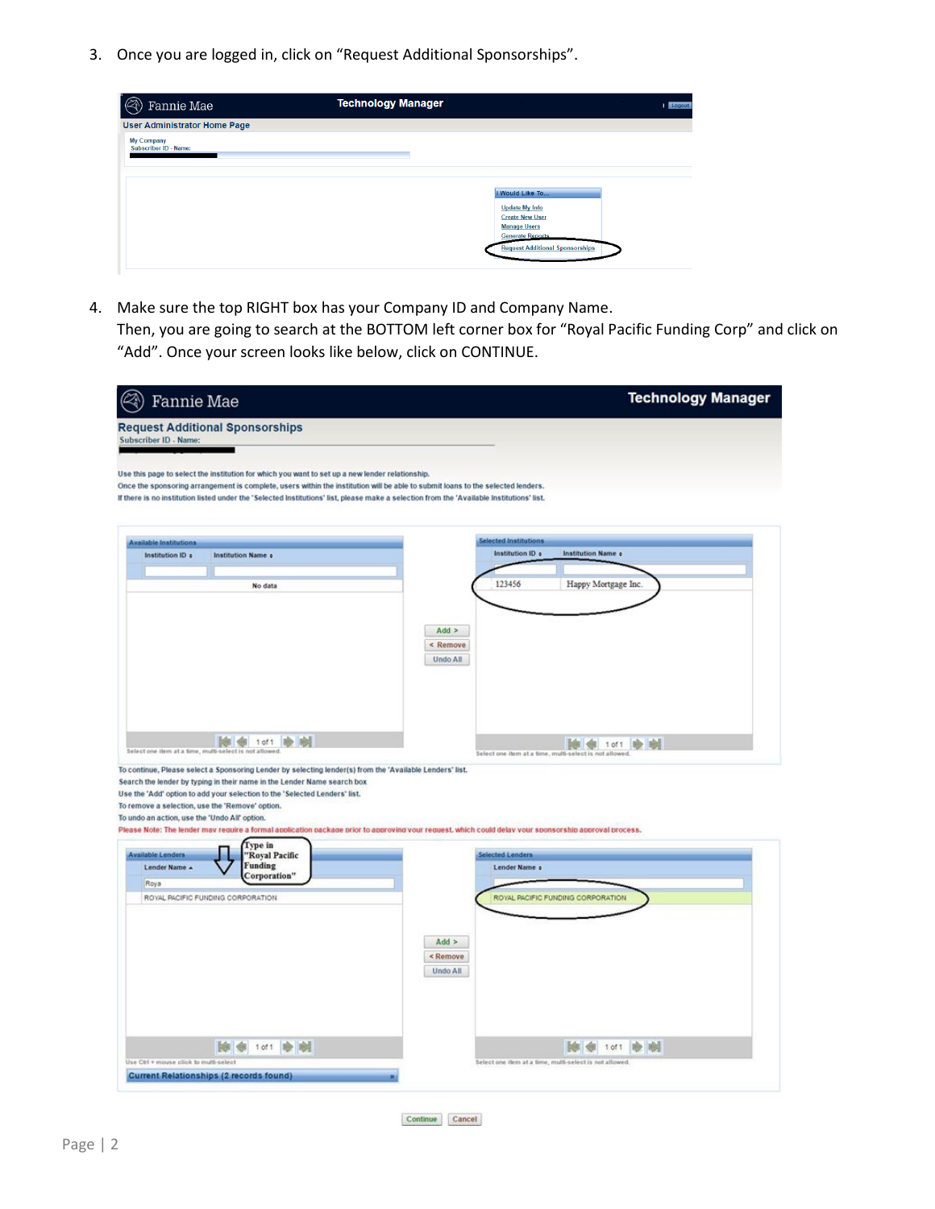3. Once you are logged in, click on "Request Additional Sponsorships".

4. Make sure the top RIGHT box has your Company ID and Company Name.
   Then, you are going to search at the BOTTOM left corner box for "Royal Pacific Funding Corp" and click on "Add". Once your screen looks like below, click on CONTINUE.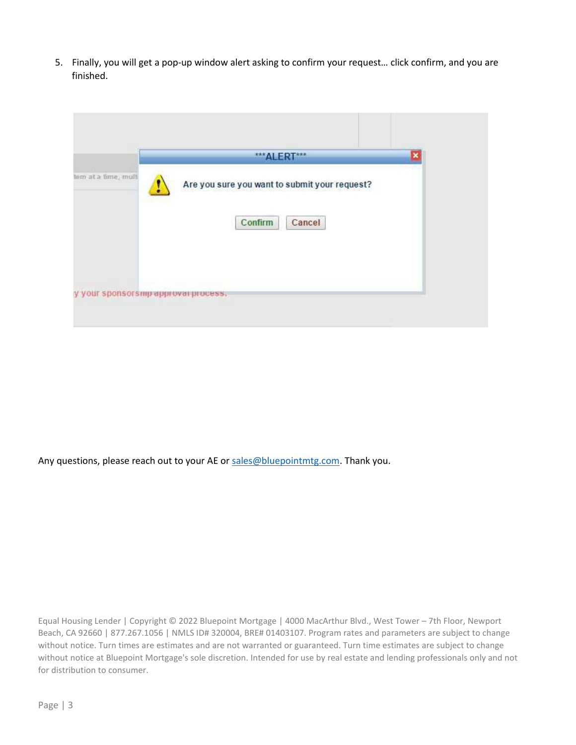5. Finally, you will get a pop-up window alert asking to confirm your request… click confirm, and you are finished.

Any questions, please reach out to your AE or [sales@bluepointmtg.com](mailto:sales@bluepointmtg.com). Thank you.